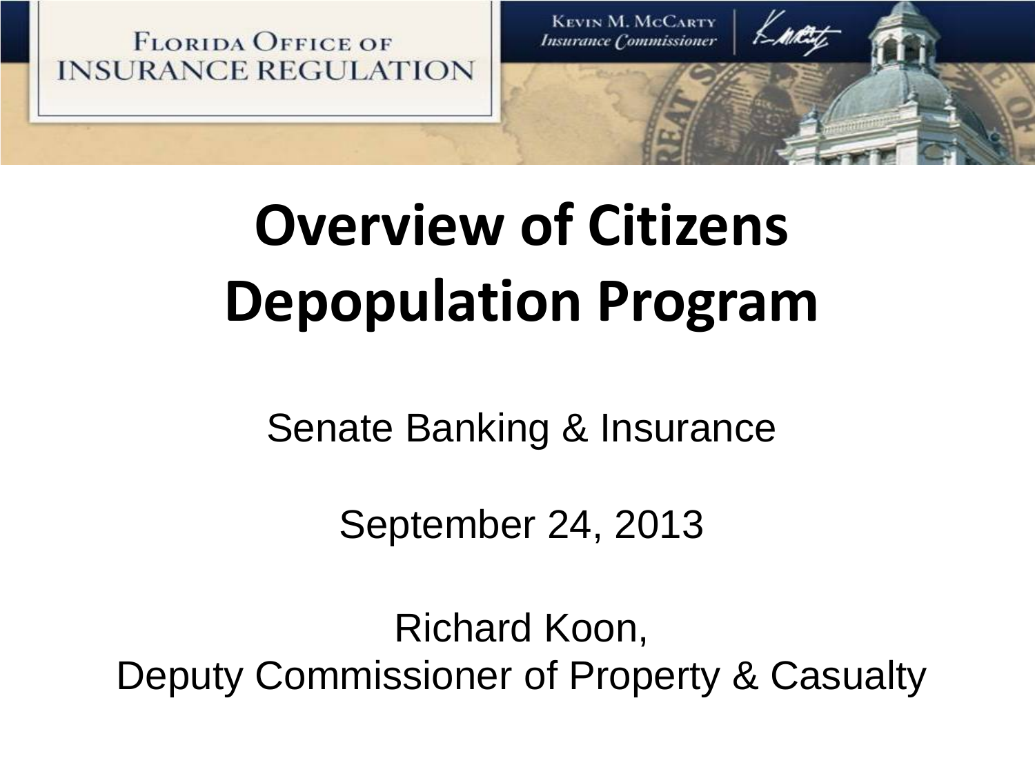Florida Office of Insurance Regulation

Kevin M. McCarty
*Insurance Commissioner*

# Overview of Citizens Depopulation Program

Senate Banking & Insurance

September 24, 2013

Richard Koon,
Deputy Commissioner of Property & Casualty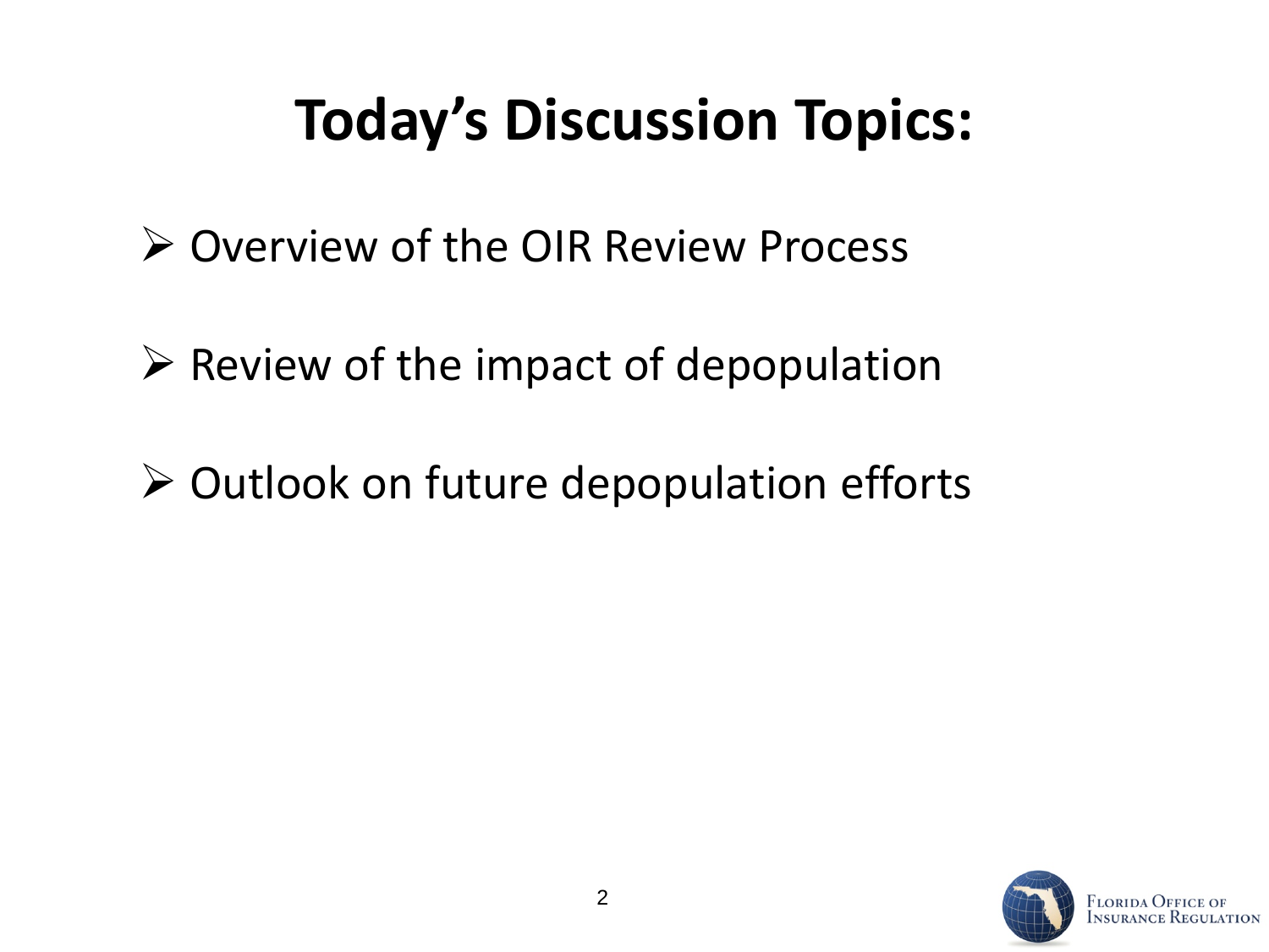# Today's Discussion Topics:

- Overview of the OIR Review Process
- Review of the impact of depopulation
- Outlook on future depopulation efforts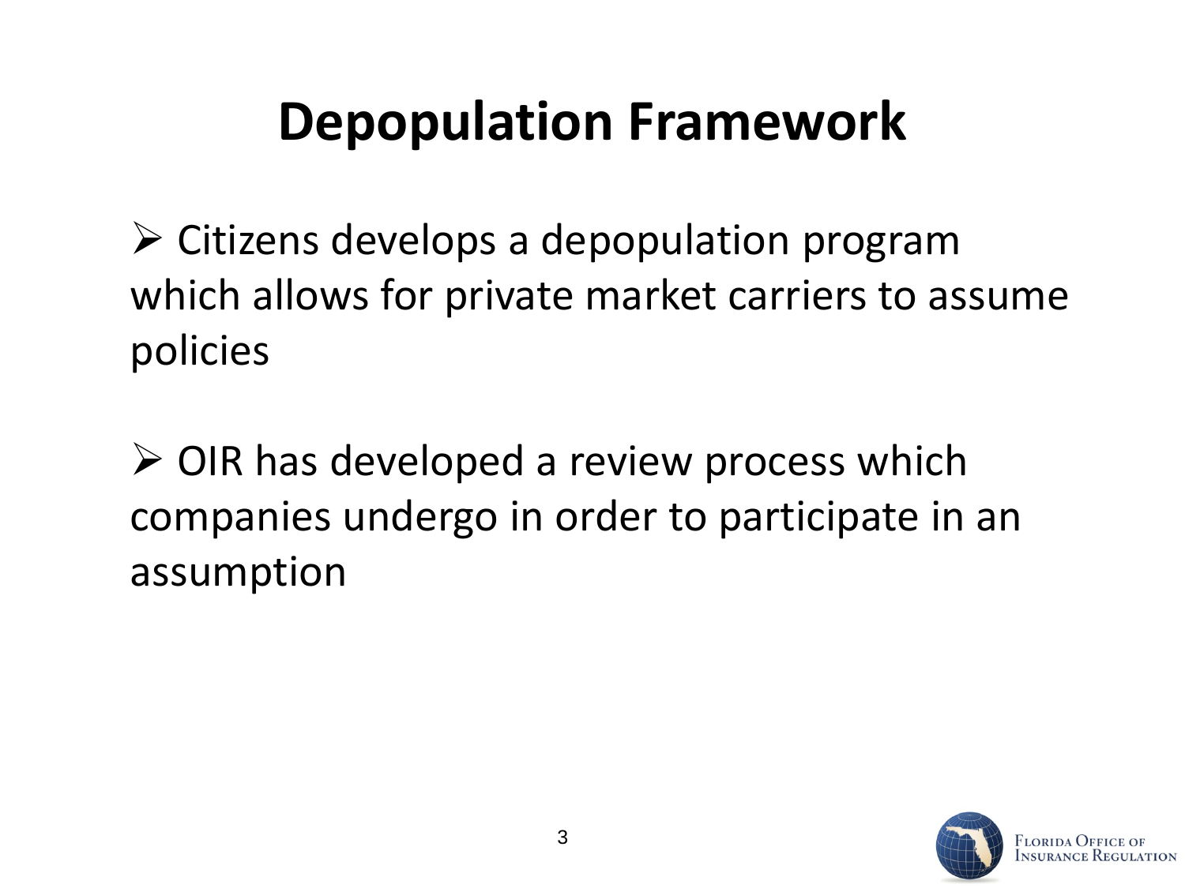# Depopulation Framework

- Citizens develops a depopulation program which allows for private market carriers to assume policies

- OIR has developed a review process which companies undergo in order to participate in an assumption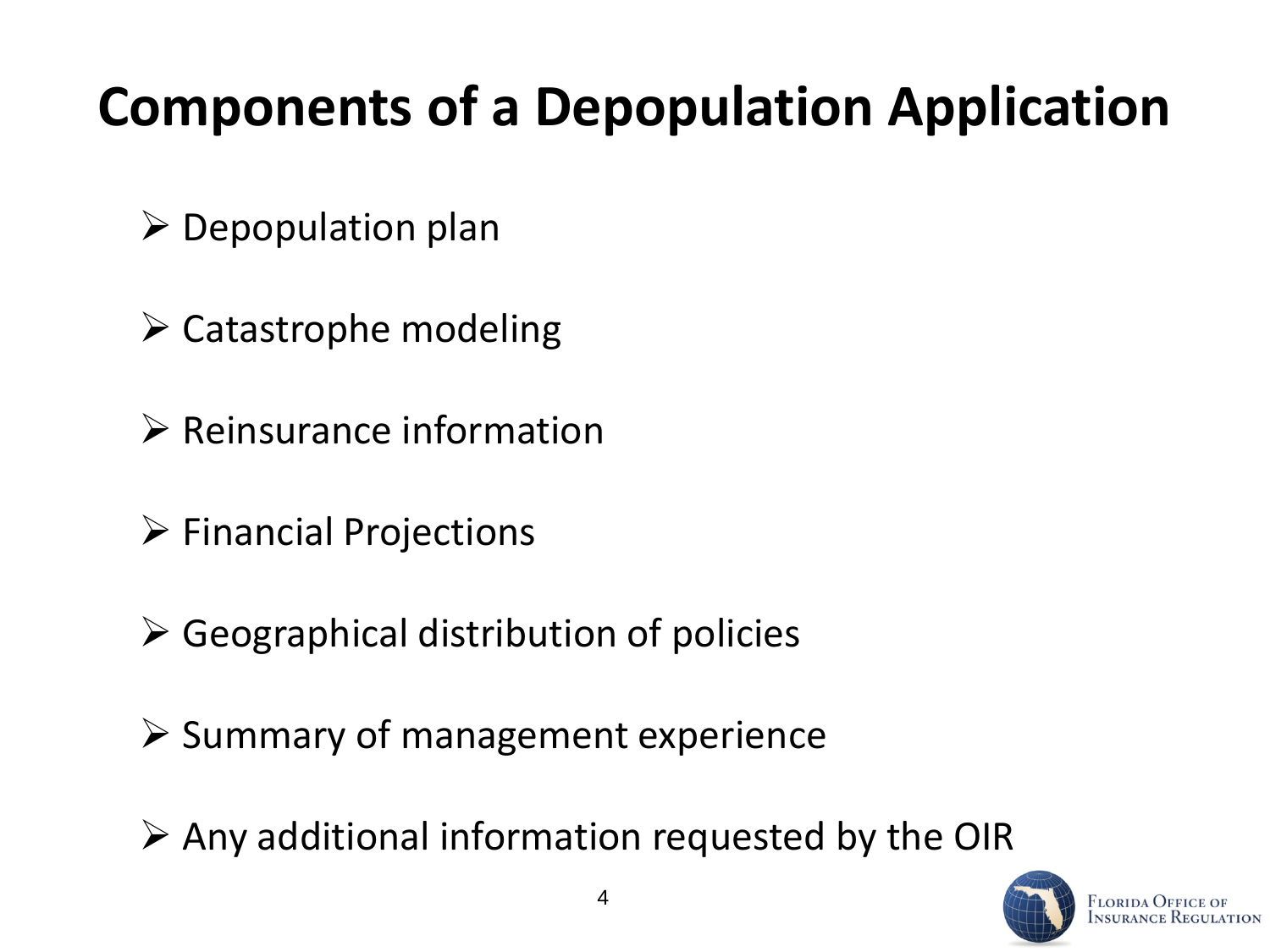# Components of a Depopulation Application

- Depopulation plan
- Catastrophe modeling
- Reinsurance information
- Financial Projections
- Geographical distribution of policies
- Summary of management experience
- Any additional information requested by the OIR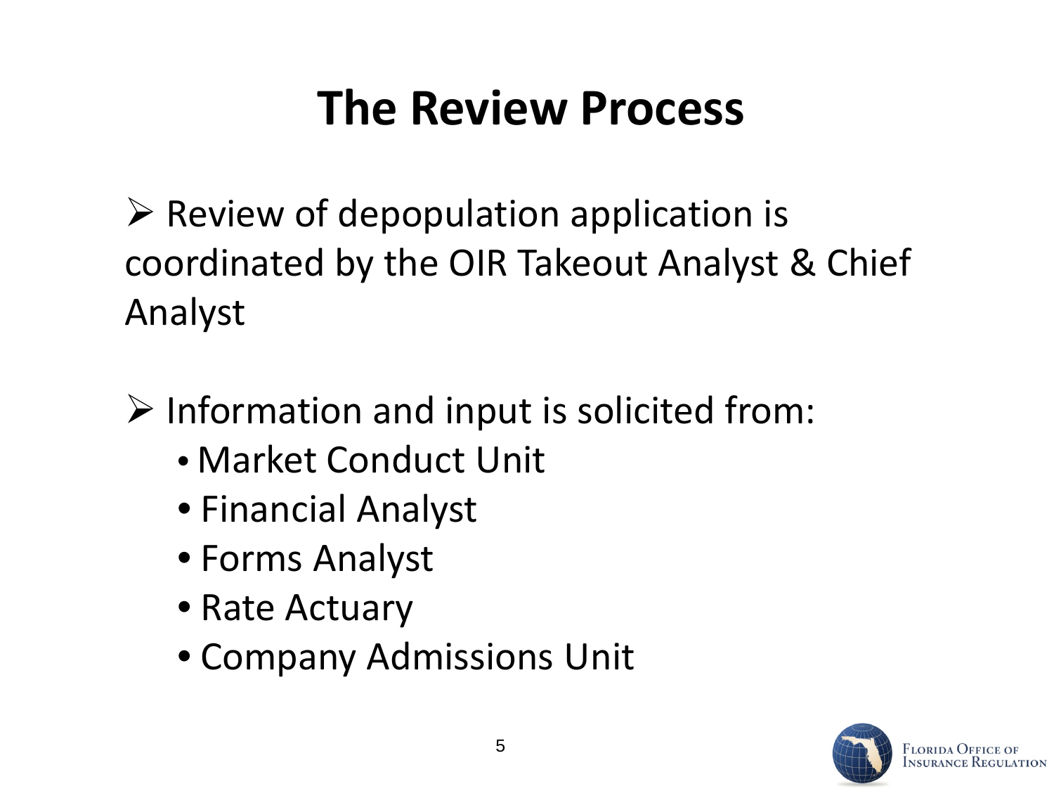# The Review Process

- Review of depopulation application is coordinated by the OIR Takeout Analyst & Chief Analyst

- Information and input is solicited from:
  - Market Conduct Unit
  - Financial Analyst
  - Forms Analyst
  - Rate Actuary
  - Company Admissions Unit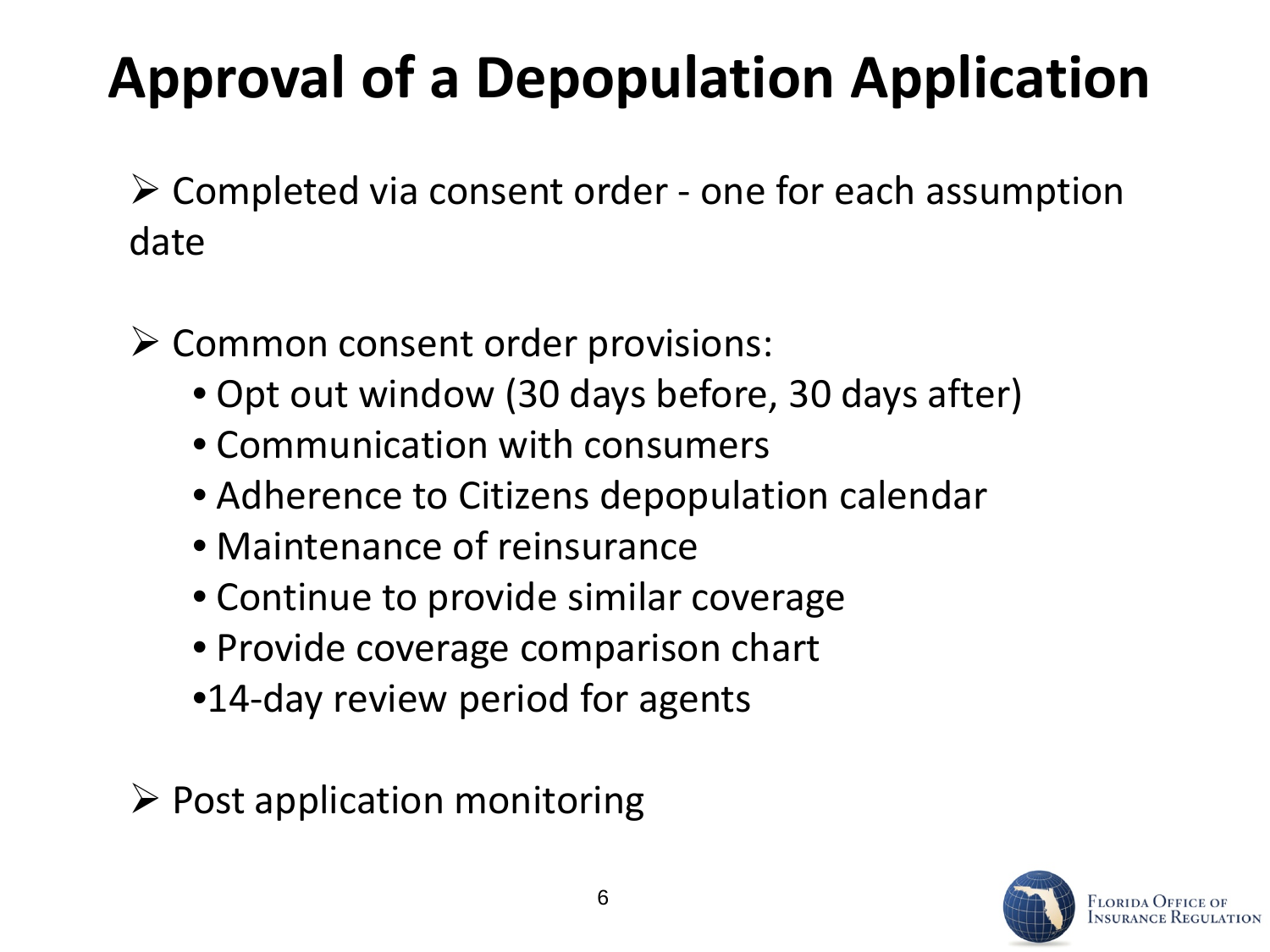# Approval of a Depopulation Application

- Completed via consent order - one for each assumption date

- Common consent order provisions:
  - Opt out window (30 days before, 30 days after)
  - Communication with consumers
  - Adherence to Citizens depopulation calendar
  - Maintenance of reinsurance
  - Continue to provide similar coverage
  - Provide coverage comparison chart
  - 14-day review period for agents

- Post application monitoring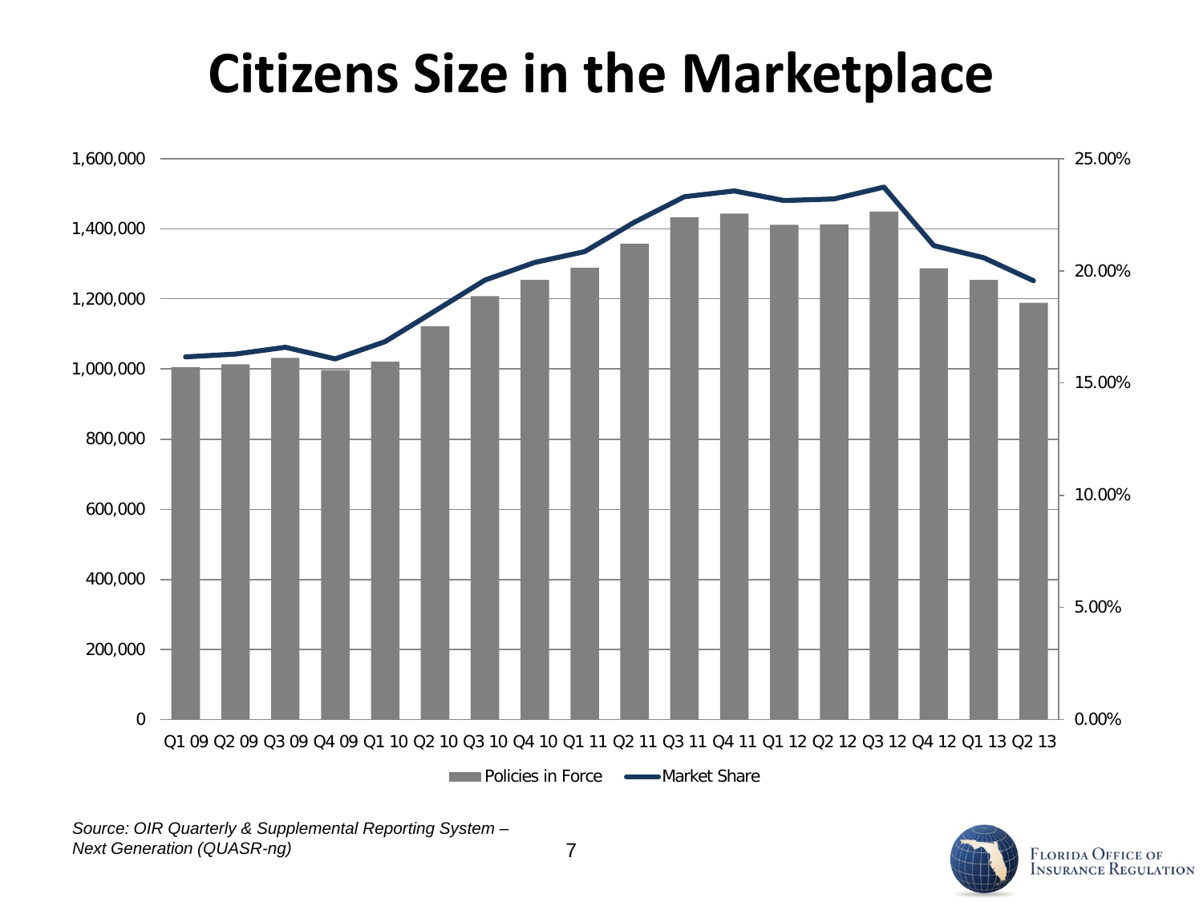# Citizens Size in the Marketplace

*Source: OIR Quarterly & Supplemental Reporting System – Next Generation (QUASR-ng)*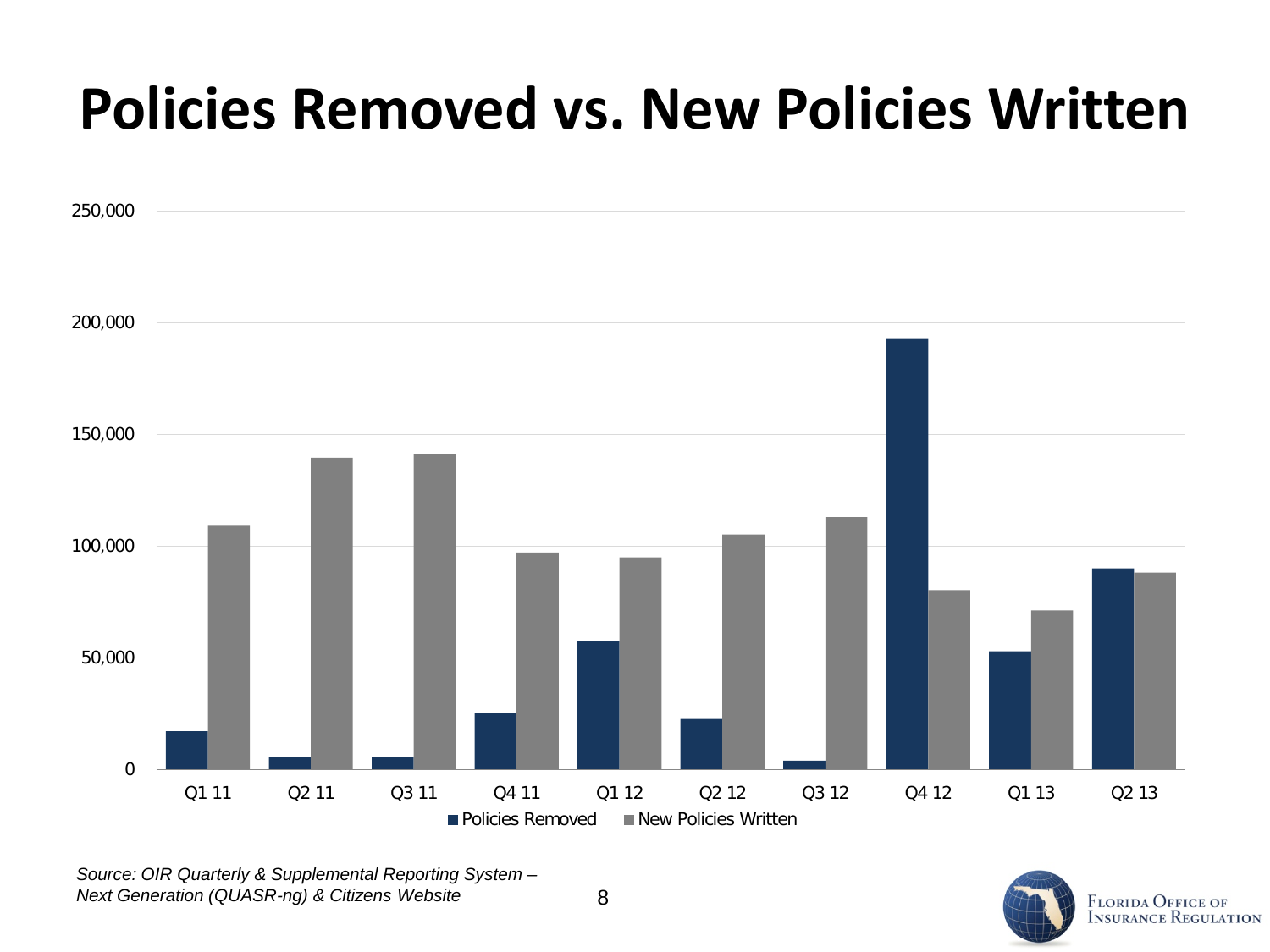# Policies Removed vs. New Policies Written

250,000

200,000

150,000

100,000

50,000

0

Q1 11 Q2 11 Q3 11 Q4 11 Q1 12 Q2 12 Q3 12 Q4 12 Q1 13 Q2 13

Policies Removed   New Policies Written

*Source: OIR Quarterly & Supplemental Reporting System – Next Generation (QUASR-ng) & Citizens Website*

Florida Office of Insurance Regulation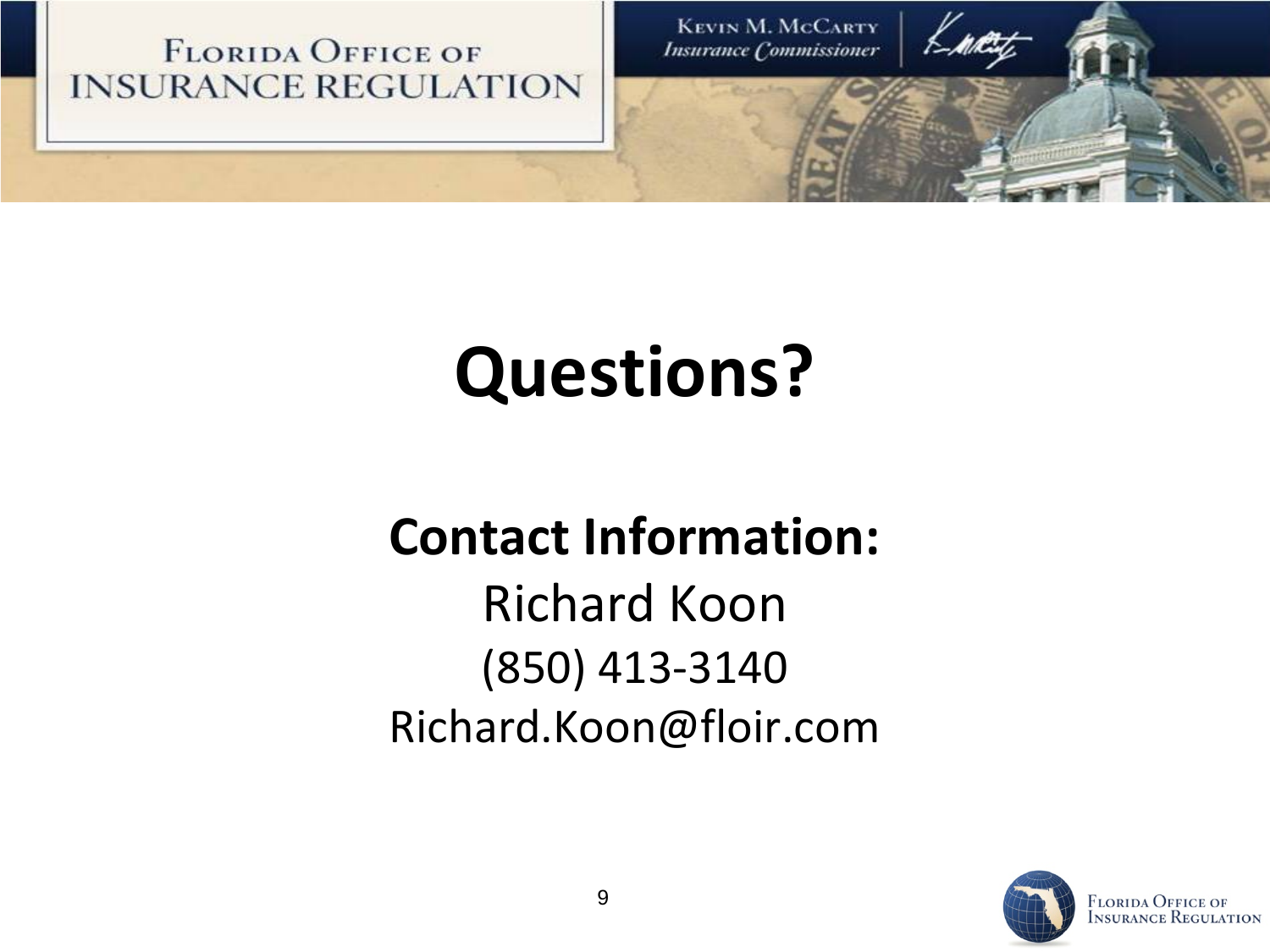# Questions?

**Contact Information:**

Richard Koon

(850) 413-3140

Richard.Koon@floir.com